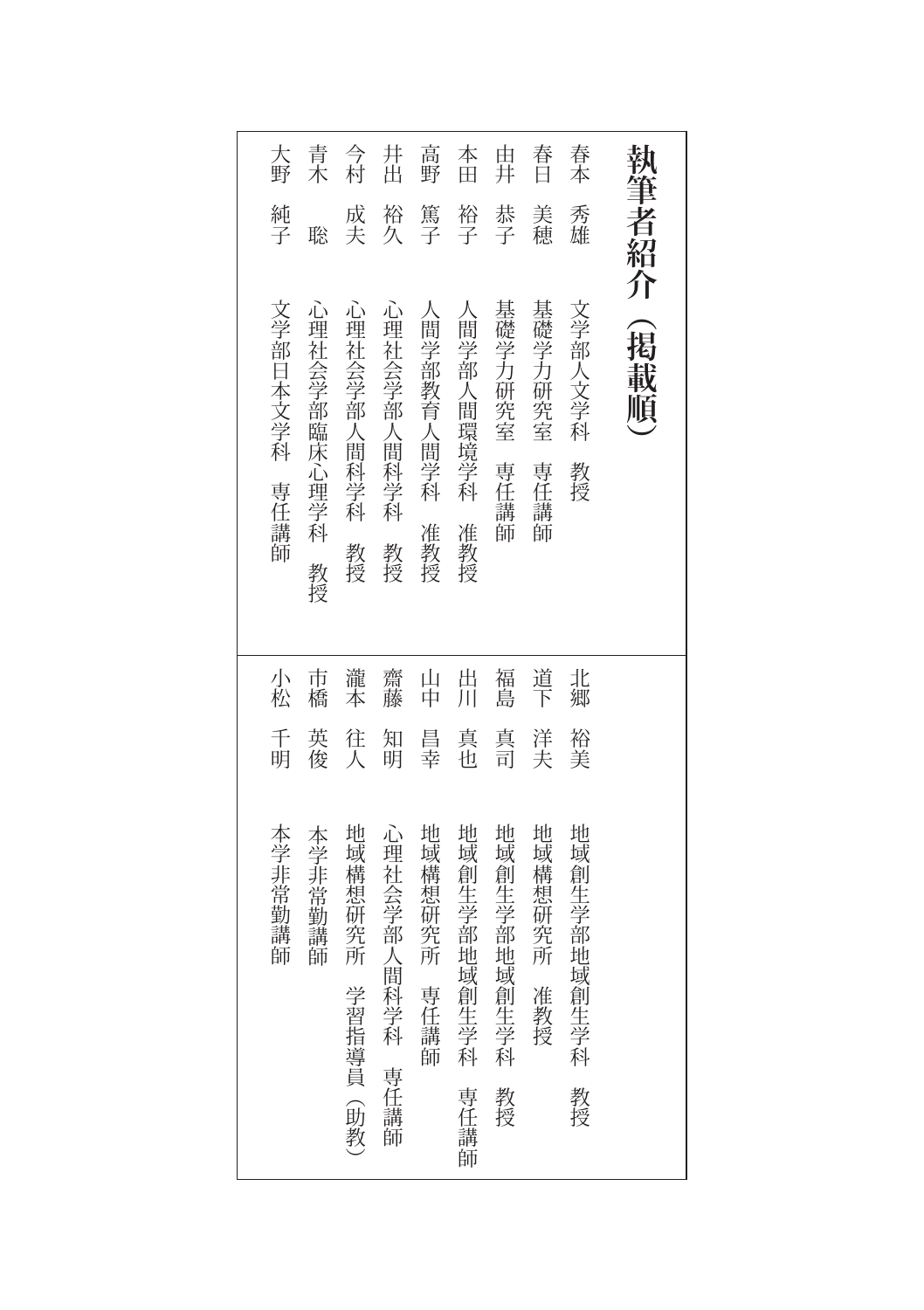# 執筆者紹介（掲載順）

| | |
|---|---|
| 春本　秀雄 | 文学部人文学科　教授 |
| 春日　美穂 | 基礎学力研究室　専任講師 |
| 由井　恭子 | 基礎学力研究室　専任講師 |
| 本田　裕子 | 人間学部人間環境学科　准教授 |
| 高野　篤子 | 人間学部教育人間学科　准教授 |
| 井出　裕久 | 心理社会学部人間科学科　教授 |
| 今村　成夫 | 心理社会学部人間科学科　教授 |
| 青木　　聡 | 心理社会学部臨床心理学科　教授 |
| 大野　純子 | 文学部日本文学科　専任講師 |
| 北郷　裕美 | 地域創生学部地域創生学科　教授 |
| 道下　洋夫 | 地域構想研究所　准教授 |
| 福島　真司 | 地域創生学部地域創生学科　教授 |
| 出川　真也 | 地域創生学部地域創生学科　専任講師 |
| 山中　昌幸 | 地域構想研究所　専任講師 |
| 齋藤　知明 | 心理社会学部人間科学科　専任講師 |
| 瀧本　往人 | 地域構想研究所　学習指導員（助教） |
| 市橋　英俊 | 本学非常勤講師 |
| 小松　千明 | 本学非常勤講師 |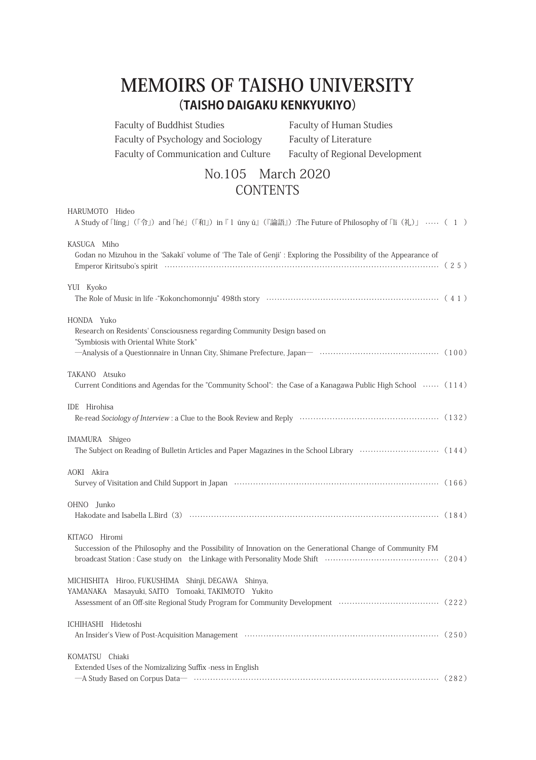# MEMOIRS OF TAISHO UNIVERSITY
## (TAISHO DAIGAKU KENKYUKIYO)

Faculty of Buddhist Studies
Faculty of Human Studies
Faculty of Psychology and Sociology
Faculty of Literature
Faculty of Communication and Culture
Faculty of Regional Development

## No.105　March 2020
## CONTENTS

HARUMOTO　Hideo
A Study of「líng」(「令」) and「hé」(「和」) in『l ūny ŭ』(『論語』) :The Future of Philosophy of「lĭ（礼）」 ……（ 1 ）

KASUGA　Miho
Godan no Mizuhou in the 'Sakaki' volume of 'The Tale of Genji' : Exploring the Possibility of the Appearance of Emperor Kiritsubo's spirit ……（25）

YUI　Kyoko
The Role of Music in life -"Kokonchomonnju" 498th story ……（41）

HONDA　Yuko
Research on Residents' Consciousness regarding Community Design based on "Symbiosis with Oriental White Stork"
—Analysis of a Questionnaire in Unnan City, Shimane Prefecture, Japan— ……（100）

TAKANO　Atsuko
Current Conditions and Agendas for the "Community School": the Case of a Kanagawa Public High School ……（114）

IDE　Hirohisa
Re-read *Sociology of Interview* : a Clue to the Book Review and Reply ……（132）

IMAMURA　Shigeo
The Subject on Reading of Bulletin Articles and Paper Magazines in the School Library ……（144）

AOKI　Akira
Survey of Visitation and Child Support in Japan ……（166）

OHNO　Junko
Hakodate and Isabella L.Bird（3） ……（184）

KITAGO　Hiromi
Succession of the Philosophy and the Possibility of Innovation on the Generational Change of Community FM broadcast Station : Case study on the Linkage with Personality Mode Shift ……（204）

MICHISHITA　Hiroo, FUKUSHIMA　Shinji, DEGAWA　Shinya, YAMANAKA　Masayuki, SAITO　Tomoaki, TAKIMOTO　Yukito
Assessment of an Off-site Regional Study Program for Community Development ……（222）

ICHIHASHI　Hidetoshi
An Insider's View of Post-Acquisition Management ……（250）

KOMATSU　Chiaki
Extended Uses of the Nomizalizing Suffix -ness in English
—A Study Based on Corpus Data— ……（282）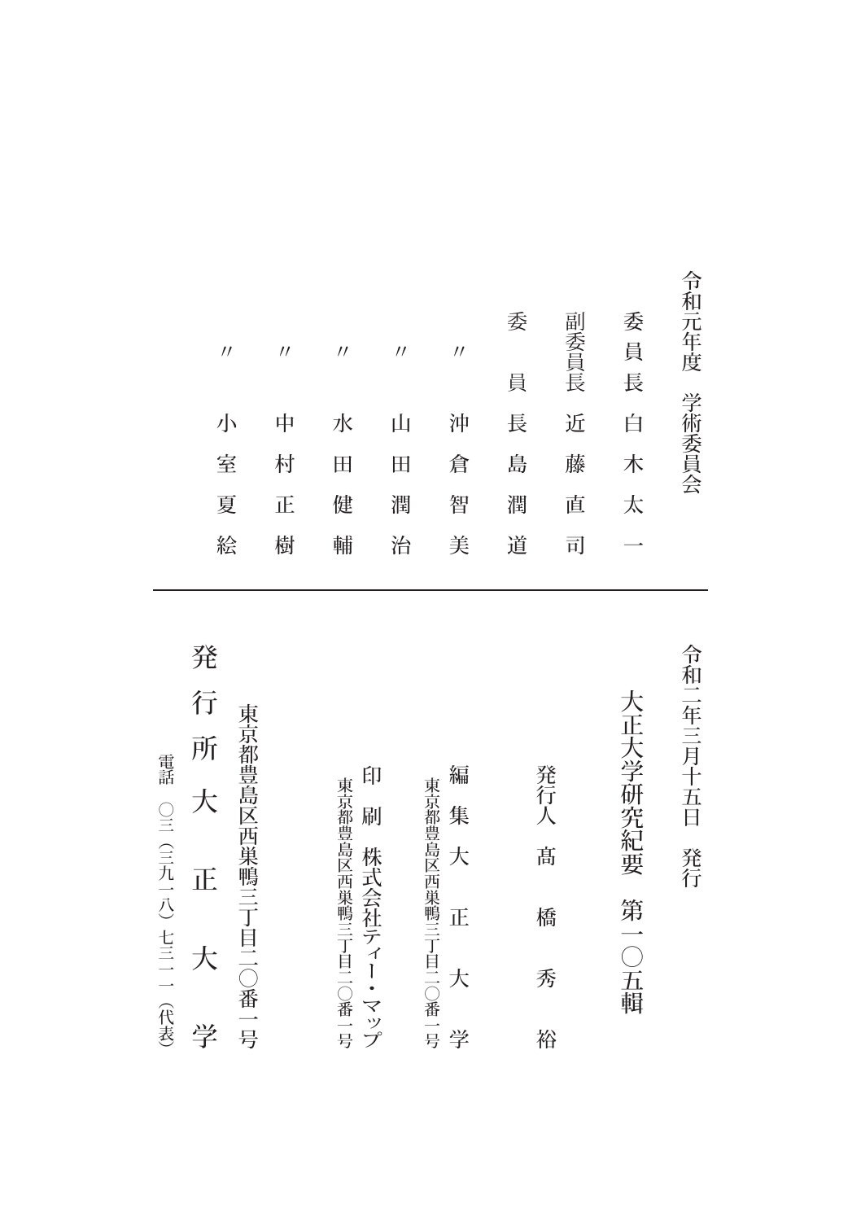令和元年度　学術委員会

委員長　白木太一
副委員長　近藤直司
委　員　長島潤道
〃　沖倉智美
〃　山田潤治
〃　水田健輔
〃　中村正樹
〃　小室夏絵

---

令和二年三月十五日　発行

大正大学研究紀要　第一〇五輯

発行人　髙橋秀裕

編集　大正大学
東京都豊島区西巣鴨三丁目二〇番一号

印刷　株式会社ティー・マップ
東京都豊島区西巣鴨三丁目二〇番一号

発行所　大正大学
東京都豊島区西巣鴨三丁目二〇番一号
電話　〇三（三九一八）七三一一（代表）